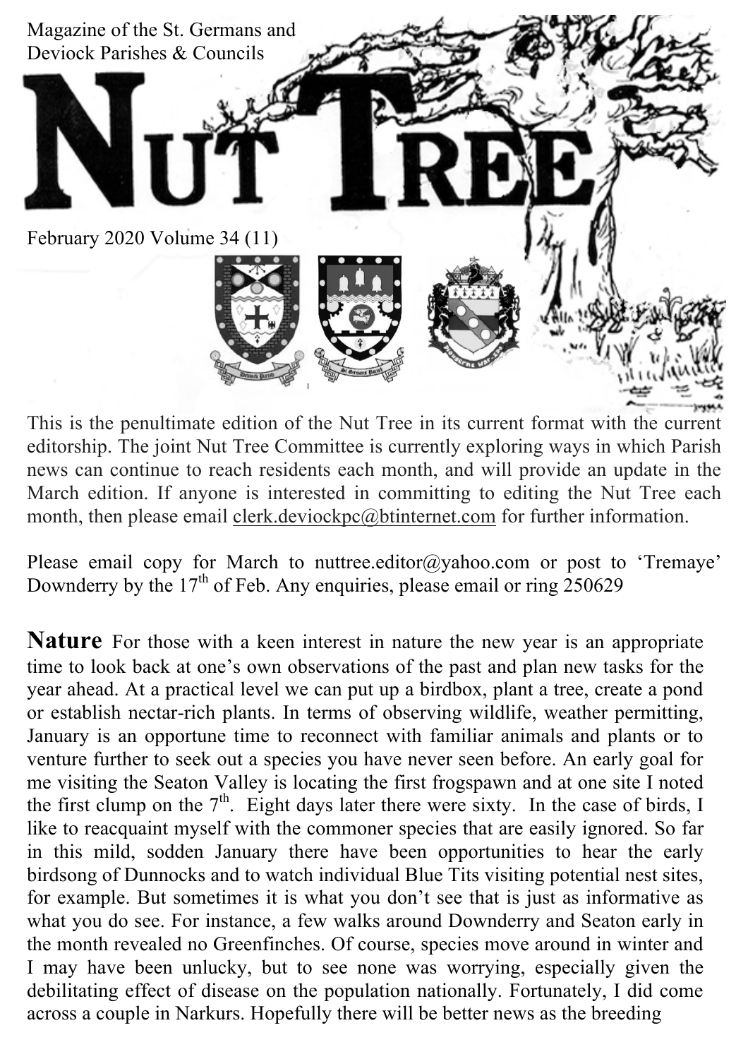Magazine of the St. Germans and Deviock Parishes & Councils

# NUT TREE

February 2020 Volume 34 (11)

This is the penultimate edition of the Nut Tree in its current format with the current editorship. The joint Nut Tree Committee is currently exploring ways in which Parish news can continue to reach residents each month, and will provide an update in the March edition. If anyone is interested in committing to editing the Nut Tree each month, then please email clerk.deviockpc@btinternet.com for further information.

Please email copy for March to nuttree.editor@yahoo.com or post to 'Tremaye' Downderry by the 17th of Feb. Any enquiries, please email or ring 250629

**Nature** For those with a keen interest in nature the new year is an appropriate time to look back at one's own observations of the past and plan new tasks for the year ahead. At a practical level we can put up a birdbox, plant a tree, create a pond or establish nectar-rich plants. In terms of observing wildlife, weather permitting, January is an opportune time to reconnect with familiar animals and plants or to venture further to seek out a species you have never seen before. An early goal for me visiting the Seaton Valley is locating the first frogspawn and at one site I noted the first clump on the 7th. Eight days later there were sixty. In the case of birds, I like to reacquaint myself with the commoner species that are easily ignored. So far in this mild, sodden January there have been opportunities to hear the early birdsong of Dunnocks and to watch individual Blue Tits visiting potential nest sites, for example. But sometimes it is what you don't see that is just as informative as what you do see. For instance, a few walks around Downderry and Seaton early in the month revealed no Greenfinches. Of course, species move around in winter and I may have been unlucky, but to see none was worrying, especially given the debilitating effect of disease on the population nationally. Fortunately, I did come across a couple in Narkurs. Hopefully there will be better news as the breeding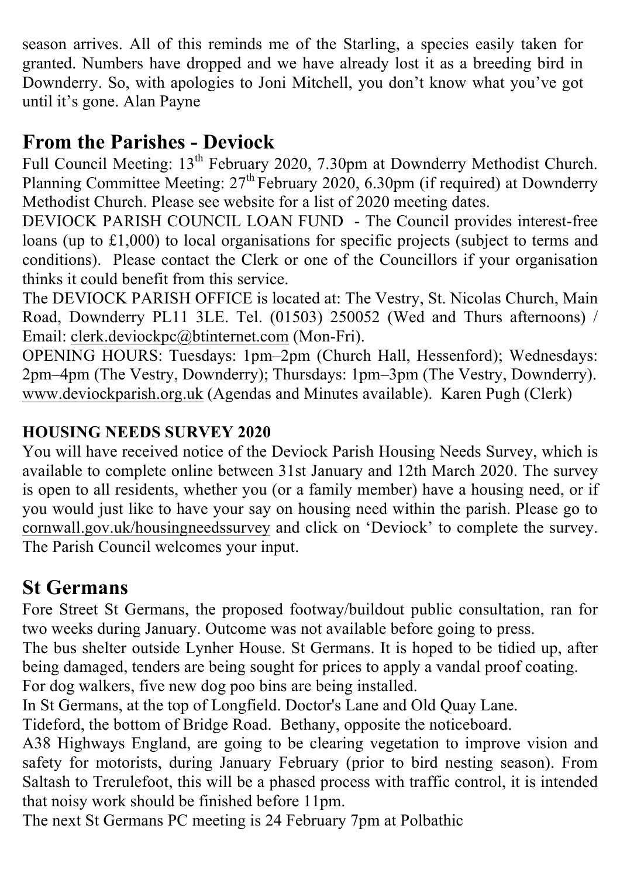season arrives. All of this reminds me of the Starling, a species easily taken for granted. Numbers have dropped and we have already lost it as a breeding bird in Downderry. So, with apologies to Joni Mitchell, you don't know what you've got until it's gone. Alan Payne

## From the Parishes - Deviock

Full Council Meeting: 13th February 2020, 7.30pm at Downderry Methodist Church. Planning Committee Meeting: 27th February 2020, 6.30pm (if required) at Downderry Methodist Church. Please see website for a list of 2020 meeting dates.

DEVIOCK PARISH COUNCIL LOAN FUND - The Council provides interest-free loans (up to £1,000) to local organisations for specific projects (subject to terms and conditions). Please contact the Clerk or one of the Councillors if your organisation thinks it could benefit from this service.

The DEVIOCK PARISH OFFICE is located at: The Vestry, St. Nicolas Church, Main Road, Downderry PL11 3LE. Tel. (01503) 250052 (Wed and Thurs afternoons) / Email: clerk.deviockpc@btinternet.com (Mon-Fri).

OPENING HOURS: Tuesdays: 1pm–2pm (Church Hall, Hessenford); Wednesdays: 2pm–4pm (The Vestry, Downderry); Thursdays: 1pm–3pm (The Vestry, Downderry). www.deviockparish.org.uk (Agendas and Minutes available). Karen Pugh (Clerk)

### HOUSING NEEDS SURVEY 2020

You will have received notice of the Deviock Parish Housing Needs Survey, which is available to complete online between 31st January and 12th March 2020. The survey is open to all residents, whether you (or a family member) have a housing need, or if you would just like to have your say on housing need within the parish. Please go to cornwall.gov.uk/housingneedssurvey and click on 'Deviock' to complete the survey. The Parish Council welcomes your input.

## St Germans

Fore Street St Germans, the proposed footway/buildout public consultation, ran for two weeks during January. Outcome was not available before going to press.

The bus shelter outside Lynher House. St Germans. It is hoped to be tidied up, after being damaged, tenders are being sought for prices to apply a vandal proof coating.

For dog walkers, five new dog poo bins are being installed.

In St Germans, at the top of Longfield. Doctor's Lane and Old Quay Lane.

Tideford, the bottom of Bridge Road. Bethany, opposite the noticeboard.

A38 Highways England, are going to be clearing vegetation to improve vision and safety for motorists, during January February (prior to bird nesting season). From Saltash to Trerulefoot, this will be a phased process with traffic control, it is intended that noisy work should be finished before 11pm.

The next St Germans PC meeting is 24 February 7pm at Polbathic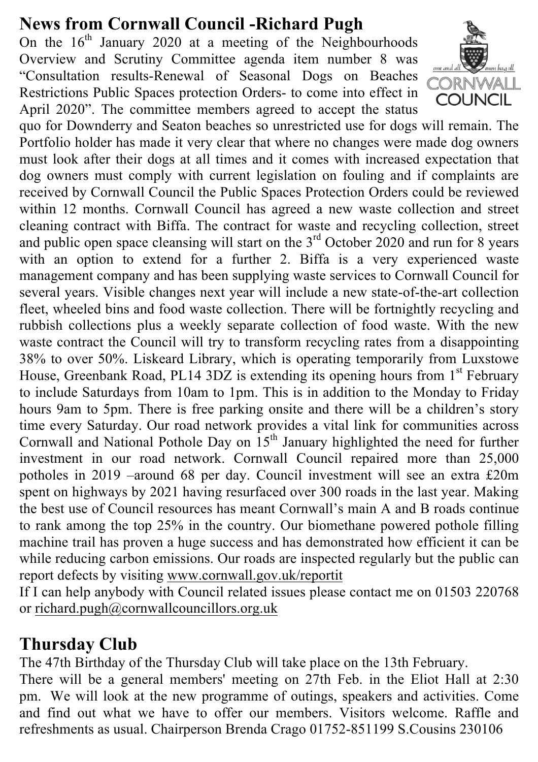## News from Cornwall Council -Richard Pugh

On the 16th January 2020 at a meeting of the Neighbourhoods Overview and Scrutiny Committee agenda item number 8 was "Consultation results-Renewal of Seasonal Dogs on Beaches Restrictions Public Spaces protection Orders- to come into effect in April 2020". The committee members agreed to accept the status quo for Downderry and Seaton beaches so unrestricted use for dogs will remain. The Portfolio holder has made it very clear that where no changes were made dog owners must look after their dogs at all times and it comes with increased expectation that dog owners must comply with current legislation on fouling and if complaints are received by Cornwall Council the Public Spaces Protection Orders could be reviewed within 12 months. Cornwall Council has agreed a new waste collection and street cleaning contract with Biffa. The contract for waste and recycling collection, street and public open space cleansing will start on the 3rd October 2020 and run for 8 years with an option to extend for a further 2. Biffa is a very experienced waste management company and has been supplying waste services to Cornwall Council for several years. Visible changes next year will include a new state-of-the-art collection fleet, wheeled bins and food waste collection. There will be fortnightly recycling and rubbish collections plus a weekly separate collection of food waste. With the new waste contract the Council will try to transform recycling rates from a disappointing 38% to over 50%. Liskeard Library, which is operating temporarily from Luxstowe House, Greenbank Road, PL14 3DZ is extending its opening hours from 1st February to include Saturdays from 10am to 1pm. This is in addition to the Monday to Friday hours 9am to 5pm. There is free parking onsite and there will be a children's story time every Saturday. Our road network provides a vital link for communities across Cornwall and National Pothole Day on 15th January highlighted the need for further investment in our road network. Cornwall Council repaired more than 25,000 potholes in 2019 –around 68 per day. Council investment will see an extra £20m spent on highways by 2021 having resurfaced over 300 roads in the last year. Making the best use of Council resources has meant Cornwall's main A and B roads continue to rank among the top 25% in the country. Our biomethane powered pothole filling machine trail has proven a huge success and has demonstrated how efficient it can be while reducing carbon emissions. Our roads are inspected regularly but the public can report defects by visiting www.cornwall.gov.uk/reportit

If I can help anybody with Council related issues please contact me on 01503 220768 or richard.pugh@cornwallcouncillors.org.uk

## Thursday Club

The 47th Birthday of the Thursday Club will take place on the 13th February.

There will be a general members' meeting on 27th Feb. in the Eliot Hall at 2:30 pm. We will look at the new programme of outings, speakers and activities. Come and find out what we have to offer our members. Visitors welcome. Raffle and refreshments as usual. Chairperson Brenda Crago 01752-851199 S.Cousins 230106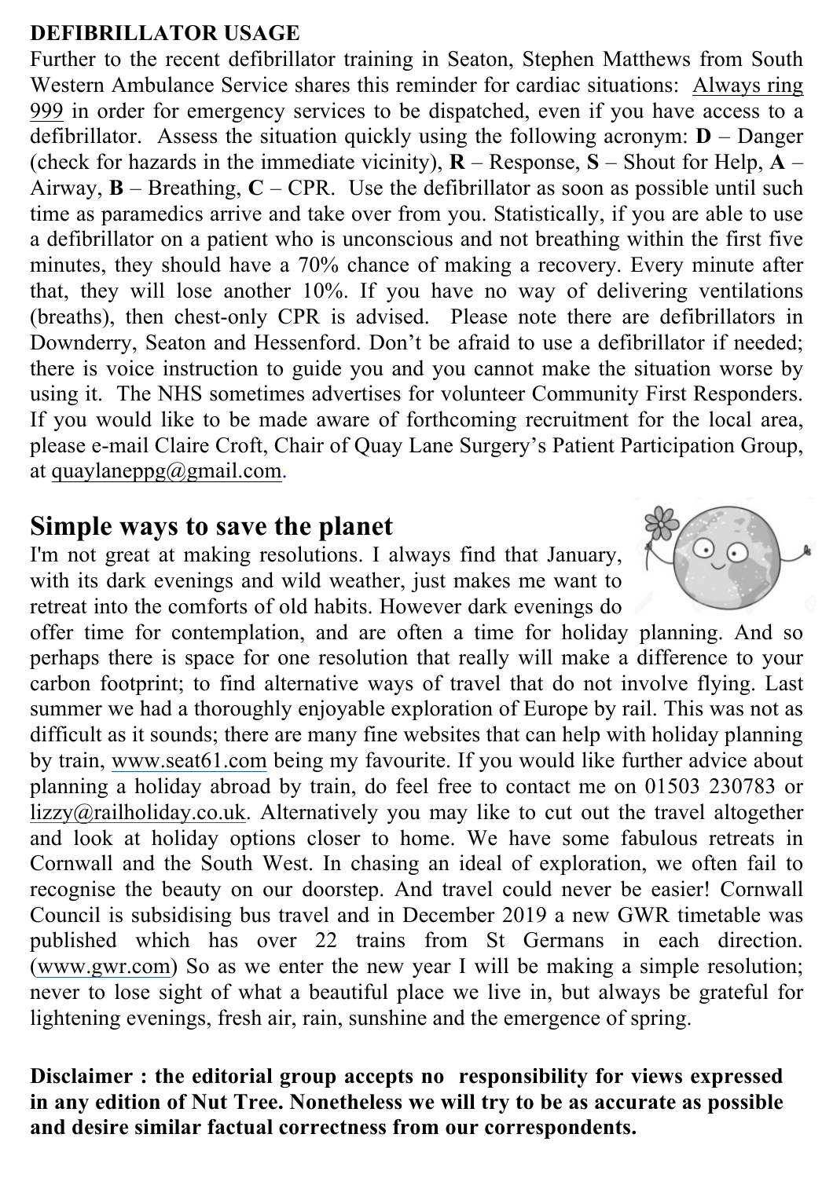**DEFIBRILLATOR USAGE**

Further to the recent defibrillator training in Seaton, Stephen Matthews from South Western Ambulance Service shares this reminder for cardiac situations: Always ring 999 in order for emergency services to be dispatched, even if you have access to a defibrillator. Assess the situation quickly using the following acronym: **D** – Danger (check for hazards in the immediate vicinity), **R** – Response, **S** – Shout for Help, **A** – Airway, **B** – Breathing, **C** – CPR. Use the defibrillator as soon as possible until such time as paramedics arrive and take over from you. Statistically, if you are able to use a defibrillator on a patient who is unconscious and not breathing within the first five minutes, they should have a 70% chance of making a recovery. Every minute after that, they will lose another 10%. If you have no way of delivering ventilations (breaths), then chest-only CPR is advised. Please note there are defibrillators in Downderry, Seaton and Hessenford. Don't be afraid to use a defibrillator if needed; there is voice instruction to guide you and you cannot make the situation worse by using it. The NHS sometimes advertises for volunteer Community First Responders. If you would like to be made aware of forthcoming recruitment for the local area, please e-mail Claire Croft, Chair of Quay Lane Surgery's Patient Participation Group, at quaylaneppg@gmail.com.

## Simple ways to save the planet

I'm not great at making resolutions. I always find that January, with its dark evenings and wild weather, just makes me want to retreat into the comforts of old habits. However dark evenings do offer time for contemplation, and are often a time for holiday planning. And so perhaps there is space for one resolution that really will make a difference to your carbon footprint; to find alternative ways of travel that do not involve flying. Last summer we had a thoroughly enjoyable exploration of Europe by rail. This was not as difficult as it sounds; there are many fine websites that can help with holiday planning by train, www.seat61.com being my favourite. If you would like further advice about planning a holiday abroad by train, do feel free to contact me on 01503 230783 or lizzy@railholiday.co.uk. Alternatively you may like to cut out the travel altogether and look at holiday options closer to home. We have some fabulous retreats in Cornwall and the South West. In chasing an ideal of exploration, we often fail to recognise the beauty on our doorstep. And travel could never be easier! Cornwall Council is subsidising bus travel and in December 2019 a new GWR timetable was published which has over 22 trains from St Germans in each direction. (www.gwr.com) So as we enter the new year I will be making a simple resolution; never to lose sight of what a beautiful place we live in, but always be grateful for lightening evenings, fresh air, rain, sunshine and the emergence of spring.

**Disclaimer : the editorial group accepts no responsibility for views expressed in any edition of Nut Tree. Nonetheless we will try to be as accurate as possible and desire similar factual correctness from our correspondents.**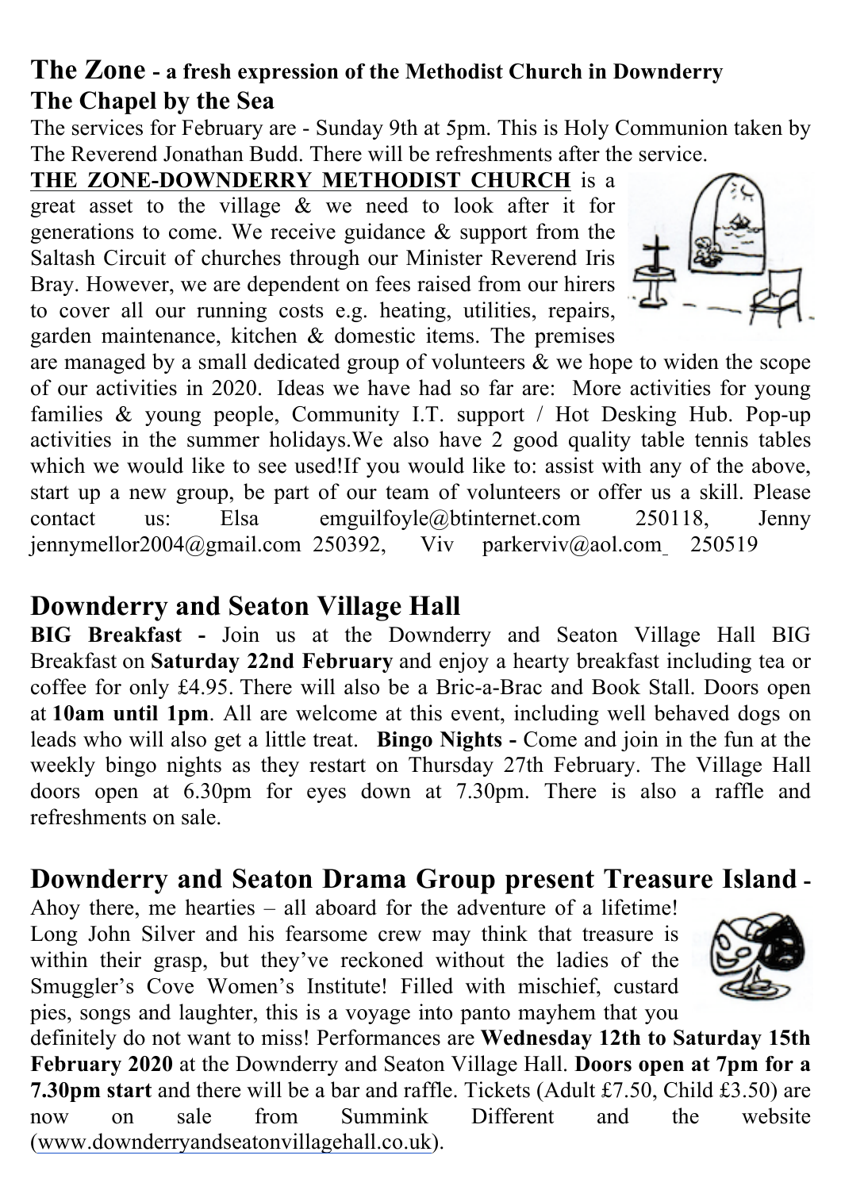## The Zone - a fresh expression of the Methodist Church in Downderry

### The Chapel by the Sea

The services for February are - Sunday 9th at 5pm. This is Holy Communion taken by The Reverend Jonathan Budd. There will be refreshments after the service.

**THE ZONE-DOWNDERRY METHODIST CHURCH** is a great asset to the village & we need to look after it for generations to come. We receive guidance & support from the Saltash Circuit of churches through our Minister Reverend Iris Bray. However, we are dependent on fees raised from our hirers to cover all our running costs e.g. heating, utilities, repairs, garden maintenance, kitchen & domestic items. The premises are managed by a small dedicated group of volunteers & we hope to widen the scope of our activities in 2020. Ideas we have had so far are: More activities for young families & young people, Community I.T. support / Hot Desking Hub. Pop-up activities in the summer holidays.We also have 2 good quality table tennis tables which we would like to see used!If you would like to: assist with any of the above, start up a new group, be part of our team of volunteers or offer us a skill. Please contact us: Elsa emguilfoyle@btinternet.com 250118, Jenny jennymellor2004@gmail.com 250392, Viv parkerviv@aol.com 250519

## Downderry and Seaton Village Hall

**BIG Breakfast -** Join us at the Downderry and Seaton Village Hall BIG Breakfast on **Saturday 22nd February** and enjoy a hearty breakfast including tea or coffee for only £4.95. There will also be a Bric-a-Brac and Book Stall. Doors open at **10am until 1pm**. All are welcome at this event, including well behaved dogs on leads who will also get a little treat. **Bingo Nights -** Come and join in the fun at the weekly bingo nights as they restart on Thursday 27th February. The Village Hall doors open at 6.30pm for eyes down at 7.30pm. There is also a raffle and refreshments on sale.

## Downderry and Seaton Drama Group present Treasure Island -

Ahoy there, me hearties – all aboard for the adventure of a lifetime! Long John Silver and his fearsome crew may think that treasure is within their grasp, but they've reckoned without the ladies of the Smuggler's Cove Women's Institute! Filled with mischief, custard pies, songs and laughter, this is a voyage into panto mayhem that you definitely do not want to miss! Performances are **Wednesday 12th to Saturday 15th February 2020** at the Downderry and Seaton Village Hall. **Doors open at 7pm for a 7.30pm start** and there will be a bar and raffle. Tickets (Adult £7.50, Child £3.50) are now on sale from Summink Different and the website (www.downderryandseatonvillagehall.co.uk).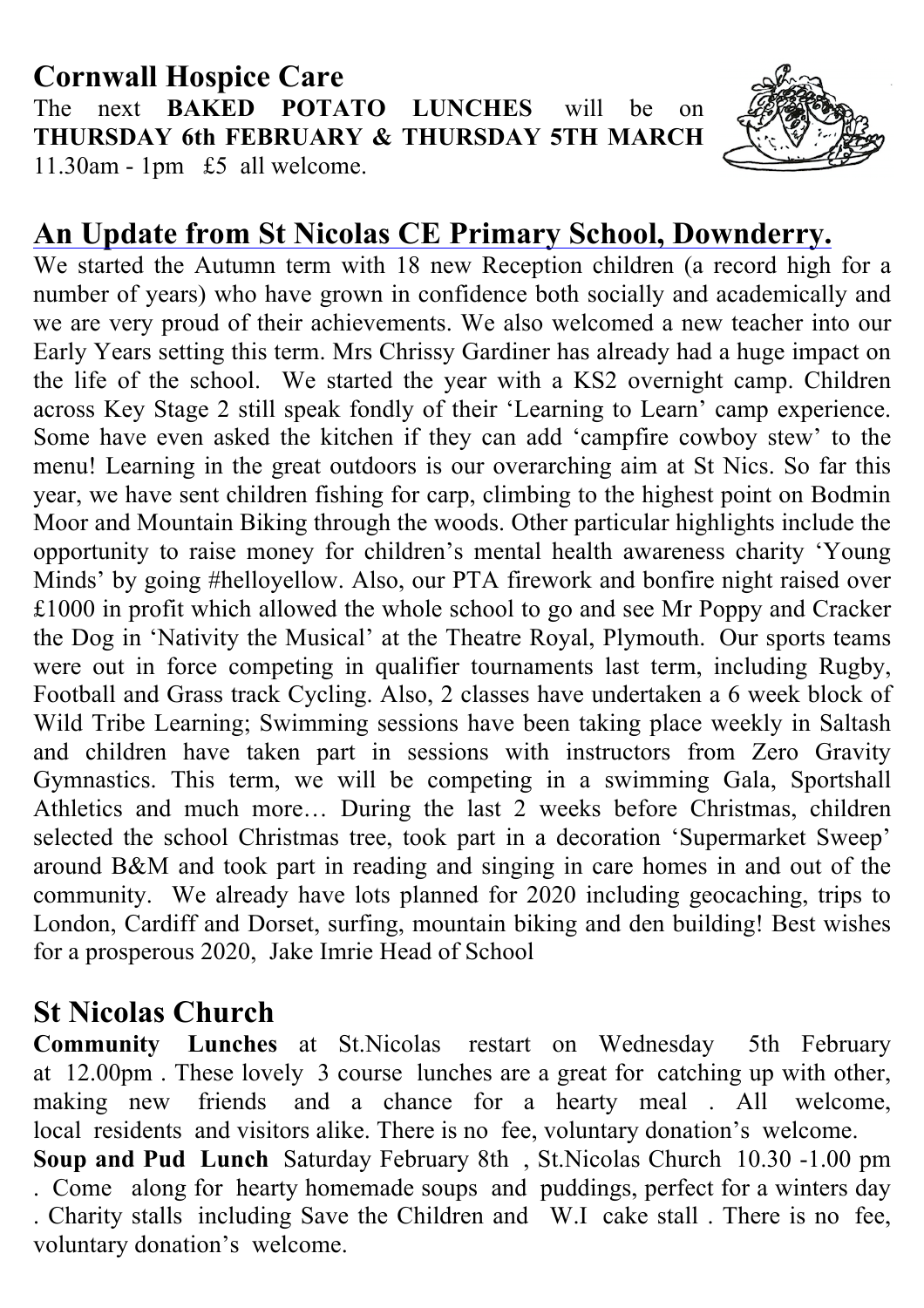## Cornwall Hospice Care

The next **BAKED POTATO LUNCHES** will be on **THURSDAY 6th FEBRUARY & THURSDAY 5TH MARCH** 11.30am - 1pm £5 all welcome.

## An Update from St Nicolas CE Primary School, Downderry.

We started the Autumn term with 18 new Reception children (a record high for a number of years) who have grown in confidence both socially and academically and we are very proud of their achievements. We also welcomed a new teacher into our Early Years setting this term. Mrs Chrissy Gardiner has already had a huge impact on the life of the school. We started the year with a KS2 overnight camp. Children across Key Stage 2 still speak fondly of their 'Learning to Learn' camp experience. Some have even asked the kitchen if they can add 'campfire cowboy stew' to the menu! Learning in the great outdoors is our overarching aim at St Nics. So far this year, we have sent children fishing for carp, climbing to the highest point on Bodmin Moor and Mountain Biking through the woods. Other particular highlights include the opportunity to raise money for children's mental health awareness charity 'Young Minds' by going #helloyellow. Also, our PTA firework and bonfire night raised over £1000 in profit which allowed the whole school to go and see Mr Poppy and Cracker the Dog in 'Nativity the Musical' at the Theatre Royal, Plymouth. Our sports teams were out in force competing in qualifier tournaments last term, including Rugby, Football and Grass track Cycling. Also, 2 classes have undertaken a 6 week block of Wild Tribe Learning; Swimming sessions have been taking place weekly in Saltash and children have taken part in sessions with instructors from Zero Gravity Gymnastics. This term, we will be competing in a swimming Gala, Sportshall Athletics and much more… During the last 2 weeks before Christmas, children selected the school Christmas tree, took part in a decoration 'Supermarket Sweep' around B&M and took part in reading and singing in care homes in and out of the community. We already have lots planned for 2020 including geocaching, trips to London, Cardiff and Dorset, surfing, mountain biking and den building! Best wishes for a prosperous 2020, Jake Imrie Head of School

## St Nicolas Church

**Community Lunches** at St.Nicolas restart on Wednesday 5th February at 12.00pm . These lovely 3 course lunches are a great for catching up with other, making new friends and a chance for a hearty meal . All welcome, local residents and visitors alike. There is no fee, voluntary donation's welcome.

**Soup and Pud Lunch** Saturday February 8th , St.Nicolas Church 10.30 -1.00 pm . Come along for hearty homemade soups and puddings, perfect for a winters day . Charity stalls including Save the Children and W.I cake stall . There is no fee, voluntary donation's welcome.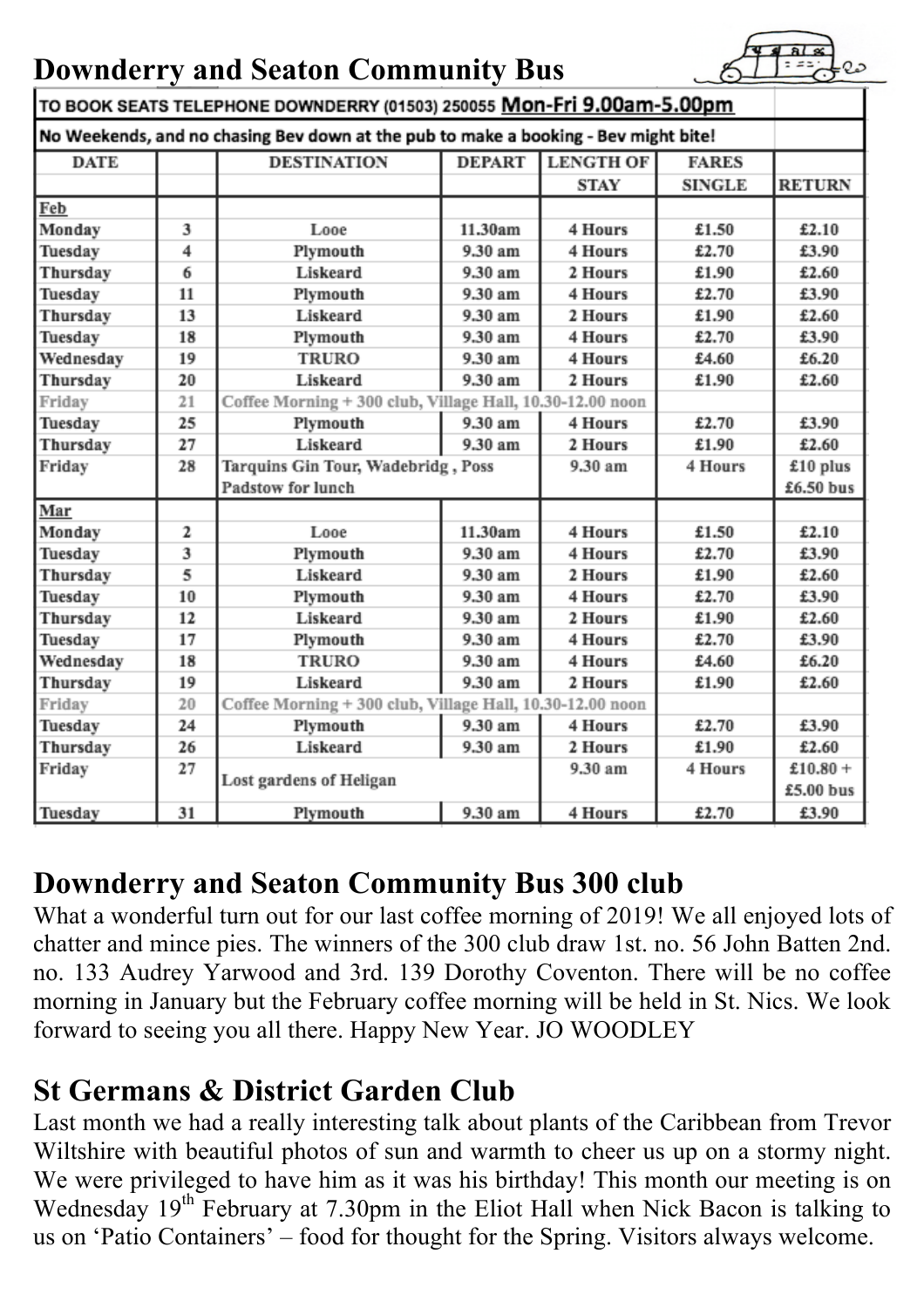## Downderry and Seaton Community Bus

| TO BOOK SEATS TELEPHONE DOWNDERRY (01503) 250055 Mon-Fri 9.00am-5.00pm | | | | | | |
|---|---|---|---|---|---|---|
| No Weekends, and no chasing Bev down at the pub to make a booking - Bev might bite! | | | | | | |
| DATE | | DESTINATION | DEPART | LENGTH OF STAY | FARES SINGLE | RETURN |
| Feb | | | | | | |
| Monday | 3 | Looe | 11.30am | 4 Hours | £1.50 | £2.10 |
| Tuesday | 4 | Plymouth | 9.30 am | 4 Hours | £2.70 | £3.90 |
| Thursday | 6 | Liskeard | 9.30 am | 2 Hours | £1.90 | £2.60 |
| Tuesday | 11 | Plymouth | 9.30 am | 4 Hours | £2.70 | £3.90 |
| Thursday | 13 | Liskeard | 9.30 am | 2 Hours | £1.90 | £2.60 |
| Tuesday | 18 | Plymouth | 9.30 am | 4 Hours | £2.70 | £3.90 |
| Wednesday | 19 | TRURO | 9.30 am | 4 Hours | £4.60 | £6.20 |
| Thursday | 20 | Liskeard | 9.30 am | 2 Hours | £1.90 | £2.60 |
| Friday | 21 | Coffee Morning + 300 club, Village Hall, 10.30-12.00 noon | | | | |
| Tuesday | 25 | Plymouth | 9.30 am | 4 Hours | £2.70 | £3.90 |
| Thursday | 27 | Liskeard | 9.30 am | 2 Hours | £1.90 | £2.60 |
| Friday | 28 | Tarquins Gin Tour, Wadebridg , Poss Padstow for lunch | 9.30 am | 4 Hours | | £10 plus £6.50 bus |
| Mar | | | | | | |
| Monday | 2 | Looe | 11.30am | 4 Hours | £1.50 | £2.10 |
| Tuesday | 3 | Plymouth | 9.30 am | 4 Hours | £2.70 | £3.90 |
| Thursday | 5 | Liskeard | 9.30 am | 2 Hours | £1.90 | £2.60 |
| Tuesday | 10 | Plymouth | 9.30 am | 4 Hours | £2.70 | £3.90 |
| Thursday | 12 | Liskeard | 9.30 am | 2 Hours | £1.90 | £2.60 |
| Tuesday | 17 | Plymouth | 9.30 am | 4 Hours | £2.70 | £3.90 |
| Wednesday | 18 | TRURO | 9.30 am | 4 Hours | £4.60 | £6.20 |
| Thursday | 19 | Liskeard | 9.30 am | 2 Hours | £1.90 | £2.60 |
| Friday | 20 | Coffee Morning + 300 club, Village Hall, 10.30-12.00 noon | | | | |
| Tuesday | 24 | Plymouth | 9.30 am | 4 Hours | £2.70 | £3.90 |
| Thursday | 26 | Liskeard | 9.30 am | 2 Hours | £1.90 | £2.60 |
| Friday | 27 | Lost gardens of Heligan | 9.30 am | 4 Hours | | £10.80 + £5.00 bus |
| Tuesday | 31 | Plymouth | 9.30 am | 4 Hours | £2.70 | £3.90 |

## Downderry and Seaton Community Bus 300 club

What a wonderful turn out for our last coffee morning of 2019! We all enjoyed lots of chatter and mince pies. The winners of the 300 club draw 1st. no. 56 John Batten 2nd. no. 133 Audrey Yarwood and 3rd. 139 Dorothy Coventon. There will be no coffee morning in January but the February coffee morning will be held in St. Nics. We look forward to seeing you all there. Happy New Year. JO WOODLEY

## St Germans & District Garden Club

Last month we had a really interesting talk about plants of the Caribbean from Trevor Wiltshire with beautiful photos of sun and warmth to cheer us up on a stormy night. We were privileged to have him as it was his birthday! This month our meeting is on Wednesday 19th February at 7.30pm in the Eliot Hall when Nick Bacon is talking to us on 'Patio Containers' – food for thought for the Spring. Visitors always welcome.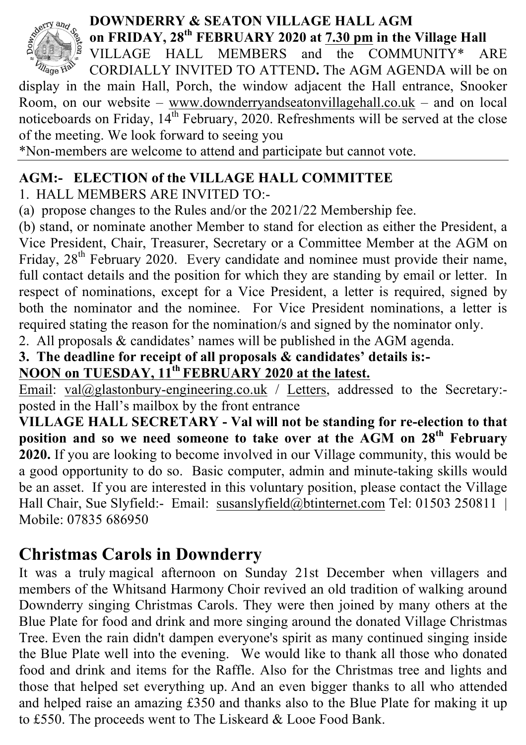**DOWNDERRY & SEATON VILLAGE HALL AGM on FRIDAY, 28th FEBRUARY 2020 at 7.30 pm in the Village Hall**

VILLAGE HALL MEMBERS and the COMMUNITY* ARE CORDIALLY INVITED TO ATTEND**.** The AGM AGENDA will be on display in the main Hall, Porch, the window adjacent the Hall entrance, Snooker Room, on our website – www.downderryandseatonvillagehall.co.uk – and on local noticeboards on Friday, 14th February, 2020. Refreshments will be served at the close of the meeting. We look forward to seeing you

*Non-members are welcome to attend and participate but cannot vote.

---

**AGM:- ELECTION of the VILLAGE HALL COMMITTEE**

1. HALL MEMBERS ARE INVITED TO:-

(a) propose changes to the Rules and/or the 2021/22 Membership fee.

(b) stand, or nominate another Member to stand for election as either the President, a Vice President, Chair, Treasurer, Secretary or a Committee Member at the AGM on Friday, 28th February 2020. Every candidate and nominee must provide their name, full contact details and the position for which they are standing by email or letter. In respect of nominations, except for a Vice President, a letter is required, signed by both the nominator and the nominee. For Vice President nominations, a letter is required stating the reason for the nomination/s and signed by the nominator only.

2. All proposals & candidates' names will be published in the AGM agenda.

**3. The deadline for receipt of all proposals & candidates' details is:-**
**NOON on TUESDAY, 11th FEBRUARY 2020 at the latest.**

Email: val@glastonbury-engineering.co.uk / Letters, addressed to the Secretary:- posted in the Hall's mailbox by the front entrance

**VILLAGE HALL SECRETARY - Val will not be standing for re-election to that position and so we need someone to take over at the AGM on 28th February 2020.** If you are looking to become involved in our Village community, this would be a good opportunity to do so. Basic computer, admin and minute-taking skills would be an asset. If you are interested in this voluntary position, please contact the Village Hall Chair, Sue Slyfield:- Email: susanslyfield@btinternet.com Tel: 01503 250811 | Mobile: 07835 686950

## Christmas Carols in Downderry

It was a truly magical afternoon on Sunday 21st December when villagers and members of the Whitsand Harmony Choir revived an old tradition of walking around Downderry singing Christmas Carols. They were then joined by many others at the Blue Plate for food and drink and more singing around the donated Village Christmas Tree. Even the rain didn't dampen everyone's spirit as many continued singing inside the Blue Plate well into the evening. We would like to thank all those who donated food and drink and items for the Raffle. Also for the Christmas tree and lights and those that helped set everything up. And an even bigger thanks to all who attended and helped raise an amazing £350 and thanks also to the Blue Plate for making it up to £550. The proceeds went to The Liskeard & Looe Food Bank.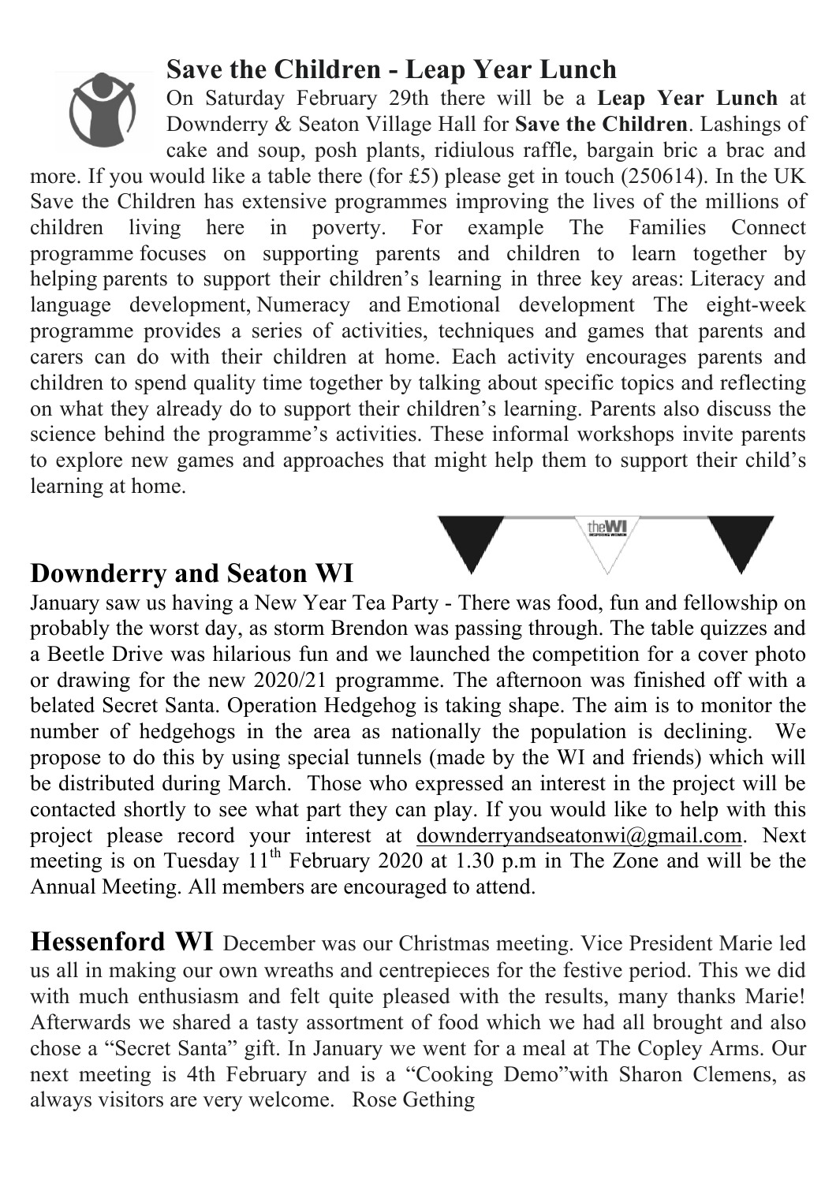## Save the Children - Leap Year Lunch

On Saturday February 29th there will be a **Leap Year Lunch** at Downderry & Seaton Village Hall for **Save the Children**. Lashings of cake and soup, posh plants, ridiulous raffle, bargain bric a brac and more. If you would like a table there (for £5) please get in touch (250614). In the UK Save the Children has extensive programmes improving the lives of the millions of children living here in poverty. For example The Families Connect programme focuses on supporting parents and children to learn together by helping parents to support their children's learning in three key areas: Literacy and language development, Numeracy and Emotional development The eight-week programme provides a series of activities, techniques and games that parents and carers can do with their children at home. Each activity encourages parents and children to spend quality time together by talking about specific topics and reflecting on what they already do to support their children's learning. Parents also discuss the science behind the programme's activities. These informal workshops invite parents to explore new games and approaches that might help them to support their child's learning at home.

## Downderry and Seaton WI

January saw us having a New Year Tea Party - There was food, fun and fellowship on probably the worst day, as storm Brendon was passing through. The table quizzes and a Beetle Drive was hilarious fun and we launched the competition for a cover photo or drawing for the new 2020/21 programme. The afternoon was finished off with a belated Secret Santa. Operation Hedgehog is taking shape. The aim is to monitor the number of hedgehogs in the area as nationally the population is declining. We propose to do this by using special tunnels (made by the WI and friends) which will be distributed during March. Those who expressed an interest in the project will be contacted shortly to see what part they can play. If you would like to help with this project please record your interest at downderryandseatonwi@gmail.com. Next meeting is on Tuesday 11th February 2020 at 1.30 p.m in The Zone and will be the Annual Meeting. All members are encouraged to attend.

**Hessenford WI** December was our Christmas meeting. Vice President Marie led us all in making our own wreaths and centrepieces for the festive period. This we did with much enthusiasm and felt quite pleased with the results, many thanks Marie! Afterwards we shared a tasty assortment of food which we had all brought and also chose a "Secret Santa" gift. In January we went for a meal at The Copley Arms. Our next meeting is 4th February and is a "Cooking Demo"with Sharon Clemens, as always visitors are very welcome. Rose Gething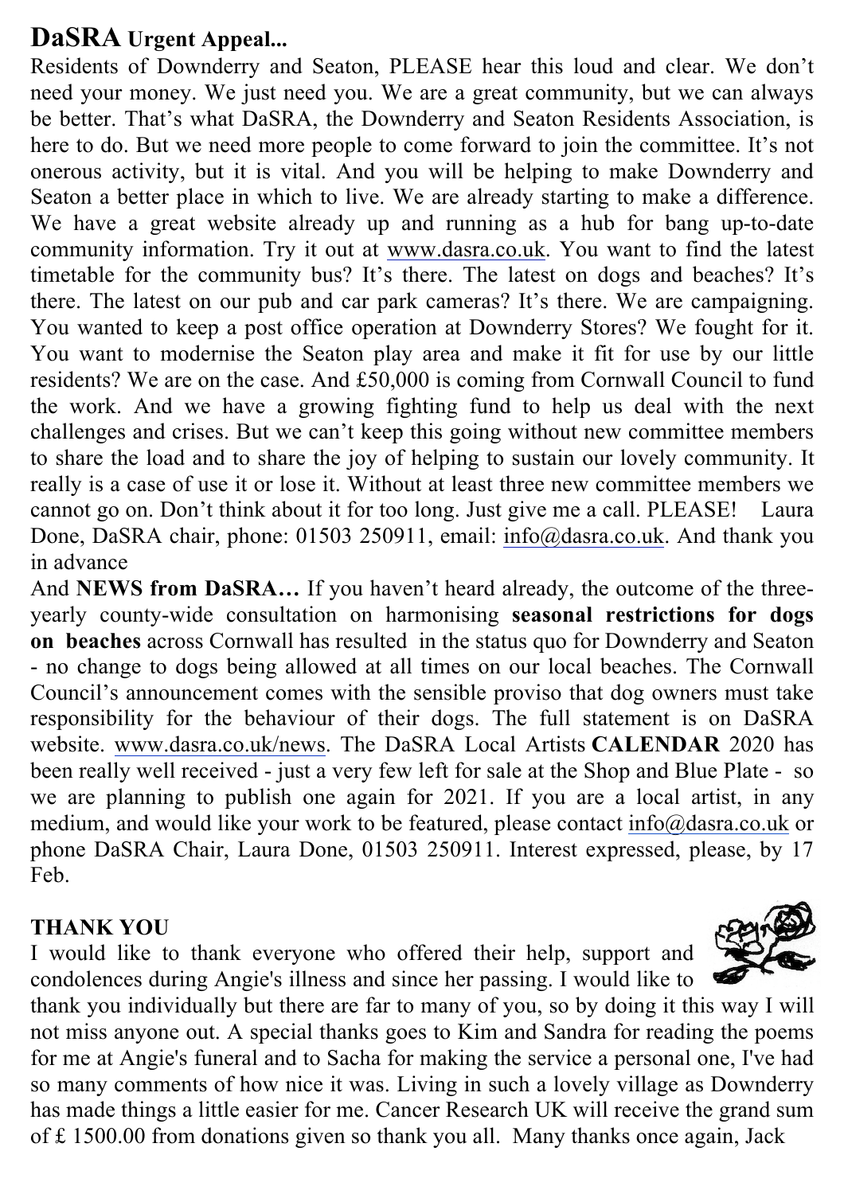## DaSRA Urgent Appeal...

Residents of Downderry and Seaton, PLEASE hear this loud and clear. We don't need your money. We just need you. We are a great community, but we can always be better. That's what DaSRA, the Downderry and Seaton Residents Association, is here to do. But we need more people to come forward to join the committee. It's not onerous activity, but it is vital. And you will be helping to make Downderry and Seaton a better place in which to live. We are already starting to make a difference. We have a great website already up and running as a hub for bang up-to-date community information. Try it out at www.dasra.co.uk. You want to find the latest timetable for the community bus? It's there. The latest on dogs and beaches? It's there. The latest on our pub and car park cameras? It's there. We are campaigning. You wanted to keep a post office operation at Downderry Stores? We fought for it. You want to modernise the Seaton play area and make it fit for use by our little residents? We are on the case. And £50,000 is coming from Cornwall Council to fund the work. And we have a growing fighting fund to help us deal with the next challenges and crises. But we can't keep this going without new committee members to share the load and to share the joy of helping to sustain our lovely community. It really is a case of use it or lose it. Without at least three new committee members we cannot go on. Don't think about it for too long. Just give me a call. PLEASE! Laura Done, DaSRA chair, phone: 01503 250911, email: info@dasra.co.uk. And thank you in advance

And **NEWS from DaSRA…** If you haven't heard already, the outcome of the three-yearly county-wide consultation on harmonising **seasonal restrictions for dogs on beaches** across Cornwall has resulted in the status quo for Downderry and Seaton - no change to dogs being allowed at all times on our local beaches. The Cornwall Council's announcement comes with the sensible proviso that dog owners must take responsibility for the behaviour of their dogs. The full statement is on DaSRA website. www.dasra.co.uk/news. The DaSRA Local Artists **CALENDAR** 2020 has been really well received - just a very few left for sale at the Shop and Blue Plate - so we are planning to publish one again for 2021. If you are a local artist, in any medium, and would like your work to be featured, please contact info@dasra.co.uk or phone DaSRA Chair, Laura Done, 01503 250911. Interest expressed, please, by 17 Feb.

**THANK YOU**

I would like to thank everyone who offered their help, support and condolences during Angie's illness and since her passing. I would like to thank you individually but there are far to many of you, so by doing it this way I will not miss anyone out. A special thanks goes to Kim and Sandra for reading the poems for me at Angie's funeral and to Sacha for making the service a personal one, I've had so many comments of how nice it was. Living in such a lovely village as Downderry has made things a little easier for me. Cancer Research UK will receive the grand sum of £ 1500.00 from donations given so thank you all. Many thanks once again, Jack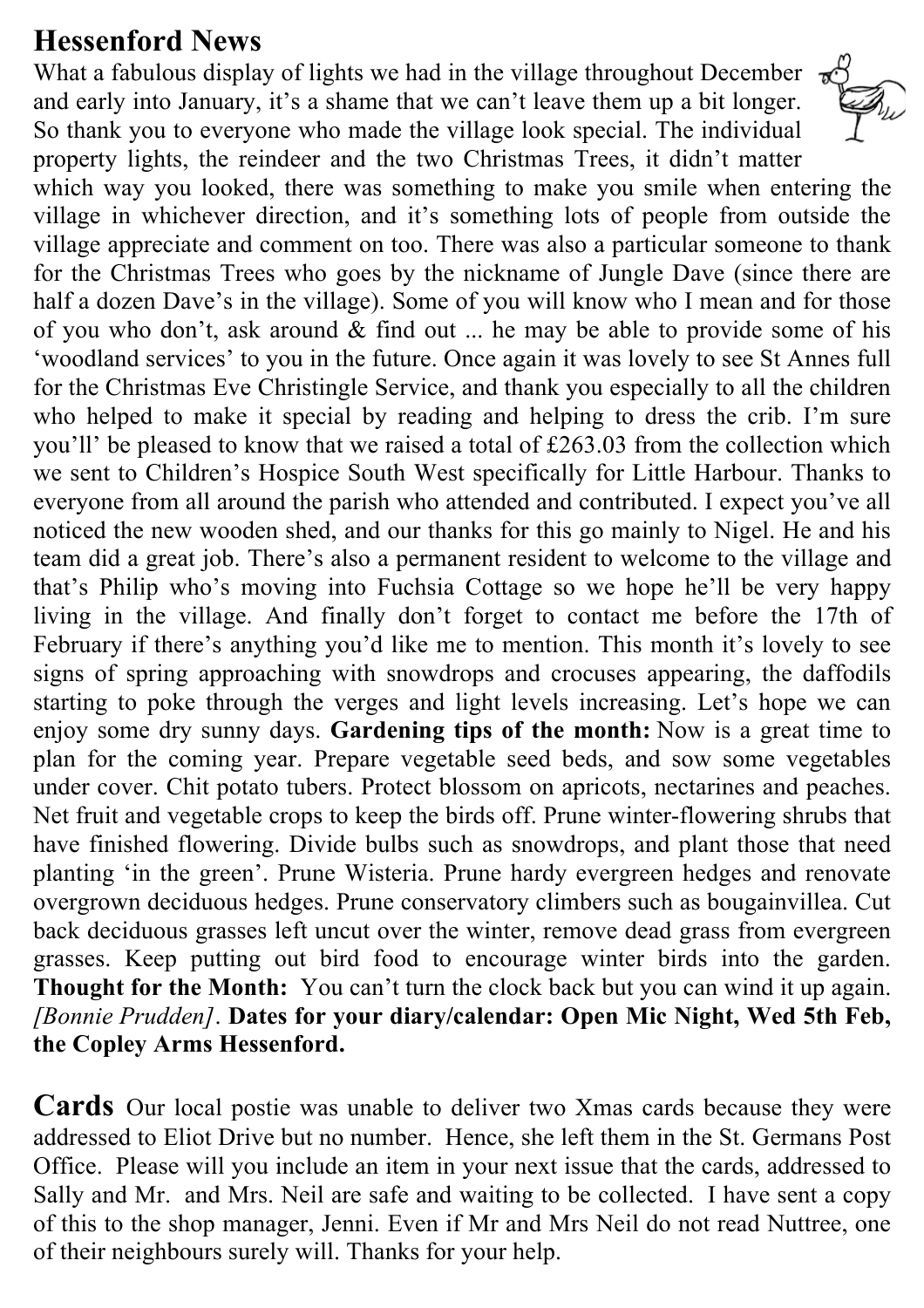## Hessenford News

What a fabulous display of lights we had in the village throughout December and early into January, it's a shame that we can't leave them up a bit longer. So thank you to everyone who made the village look special. The individual property lights, the reindeer and the two Christmas Trees, it didn't matter which way you looked, there was something to make you smile when entering the village in whichever direction, and it's something lots of people from outside the village appreciate and comment on too. There was also a particular someone to thank for the Christmas Trees who goes by the nickname of Jungle Dave (since there are half a dozen Dave's in the village). Some of you will know who I mean and for those of you who don't, ask around & find out ... he may be able to provide some of his 'woodland services' to you in the future. Once again it was lovely to see St Annes full for the Christmas Eve Christingle Service, and thank you especially to all the children who helped to make it special by reading and helping to dress the crib. I'm sure you'll' be pleased to know that we raised a total of £263.03 from the collection which we sent to Children's Hospice South West specifically for Little Harbour. Thanks to everyone from all around the parish who attended and contributed. I expect you've all noticed the new wooden shed, and our thanks for this go mainly to Nigel. He and his team did a great job. There's also a permanent resident to welcome to the village and that's Philip who's moving into Fuchsia Cottage so we hope he'll be very happy living in the village. And finally don't forget to contact me before the 17th of February if there's anything you'd like me to mention. This month it's lovely to see signs of spring approaching with snowdrops and crocuses appearing, the daffodils starting to poke through the verges and light levels increasing. Let's hope we can enjoy some dry sunny days. **Gardening tips of the month:** Now is a great time to plan for the coming year. Prepare vegetable seed beds, and sow some vegetables under cover. Chit potato tubers. Protect blossom on apricots, nectarines and peaches. Net fruit and vegetable crops to keep the birds off. Prune winter-flowering shrubs that have finished flowering. Divide bulbs such as snowdrops, and plant those that need planting 'in the green'. Prune Wisteria. Prune hardy evergreen hedges and renovate overgrown deciduous hedges. Prune conservatory climbers such as bougainvillea. Cut back deciduous grasses left uncut over the winter, remove dead grass from evergreen grasses. Keep putting out bird food to encourage winter birds into the garden. **Thought for the Month:** You can't turn the clock back but you can wind it up again. *[Bonnie Prudden]*. **Dates for your diary/calendar: Open Mic Night, Wed 5th Feb, the Copley Arms Hessenford.**

**Cards** Our local postie was unable to deliver two Xmas cards because they were addressed to Eliot Drive but no number. Hence, she left them in the St. Germans Post Office. Please will you include an item in your next issue that the cards, addressed to Sally and Mr. and Mrs. Neil are safe and waiting to be collected. I have sent a copy of this to the shop manager, Jenni. Even if Mr and Mrs Neil do not read Nuttree, one of their neighbours surely will. Thanks for your help.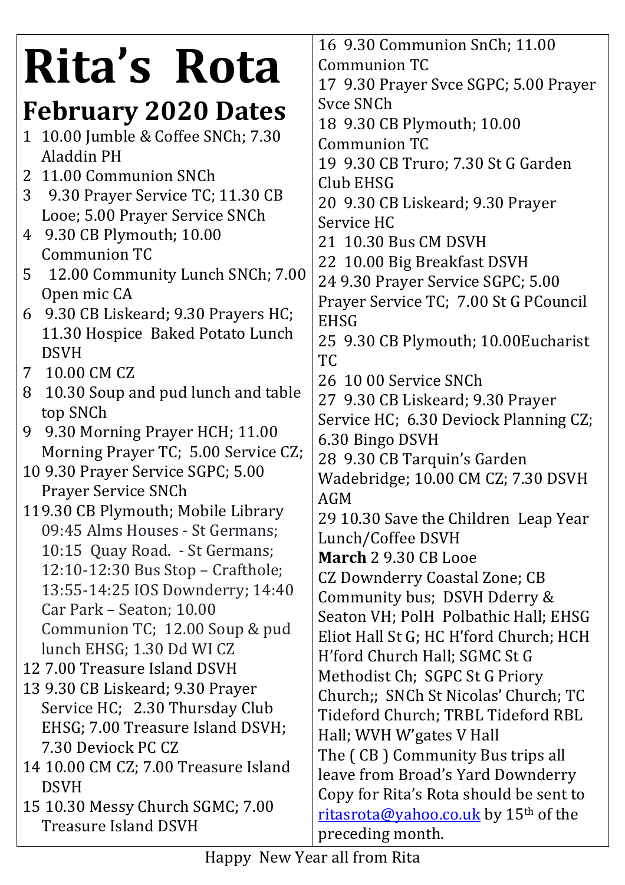# Rita's Rota

## February 2020 Dates

1 10.00 Jumble & Coffee SNCh; 7.30 Aladdin PH

2 11.00 Communion SNCh

3 9.30 Prayer Service TC; 11.30 CB Looe; 5.00 Prayer Service SNCh

4 9.30 CB Plymouth; 10.00 Communion TC

5 12.00 Community Lunch SNCh; 7.00 Open mic CA

6 9.30 CB Liskeard; 9.30 Prayers HC; 11.30 Hospice Baked Potato Lunch DSVH

7 10.00 CM CZ

8 10.30 Soup and pud lunch and table top SNCh

9 9.30 Morning Prayer HCH; 11.00 Morning Prayer TC; 5.00 Service CZ;

10 9.30 Prayer Service SGPC; 5.00 Prayer Service SNCh

119.30 CB Plymouth; Mobile Library 09:45 Alms Houses - St Germans; 10:15 Quay Road. - St Germans; 12:10-12:30 Bus Stop – Crafthole; 13:55-14:25 IOS Downderry; 14:40 Car Park – Seaton; 10.00 Communion TC; 12.00 Soup & pud lunch EHSG; 1.30 Dd WI CZ

12 7.00 Treasure Island DSVH

13 9.30 CB Liskeard; 9.30 Prayer Service HC; 2.30 Thursday Club EHSG; 7.00 Treasure Island DSVH; 7.30 Deviock PC CZ

14 10.00 CM CZ; 7.00 Treasure Island DSVH

15 10.30 Messy Church SGMC; 7.00 Treasure Island DSVH

16 9.30 Communion SnCh; 11.00 Communion TC

17 9.30 Prayer Svce SGPC; 5.00 Prayer Svce SNCh

18 9.30 CB Plymouth; 10.00 Communion TC

19 9.30 CB Truro; 7.30 St G Garden Club EHSG

20 9.30 CB Liskeard; 9.30 Prayer Service HC

21 10.30 Bus CM DSVH

22 10.00 Big Breakfast DSVH

24 9.30 Prayer Service SGPC; 5.00 Prayer Service TC; 7.00 St G PCouncil EHSG

25 9.30 CB Plymouth; 10.00Eucharist TC

26 10 00 Service SNCh

27 9.30 CB Liskeard; 9.30 Prayer Service HC; 6.30 Deviock Planning CZ; 6.30 Bingo DSVH

28 9.30 CB Tarquin's Garden Wadebridge; 10.00 CM CZ; 7.30 DSVH AGM

29 10.30 Save the Children Leap Year Lunch/Coffee DSVH

**March** 2 9.30 CB Looe

CZ Downderry Coastal Zone; CB Community bus; DSVH Dderry & Seaton VH; PolH Polbathic Hall; EHSG Eliot Hall St G; HC H'ford Church; HCH H'ford Church Hall; SGMC St G Methodist Ch; SGPC St G Priory Church;; SNCh St Nicolas' Church; TC Tideford Church; TRBL Tideford RBL Hall; WVH W'gates V Hall

The ( CB ) Community Bus trips all leave from Broad's Yard Downderry

Copy for Rita's Rota should be sent to ritasrota@yahoo.co.uk by 15th of the preceding month.

Happy New Year all from Rita